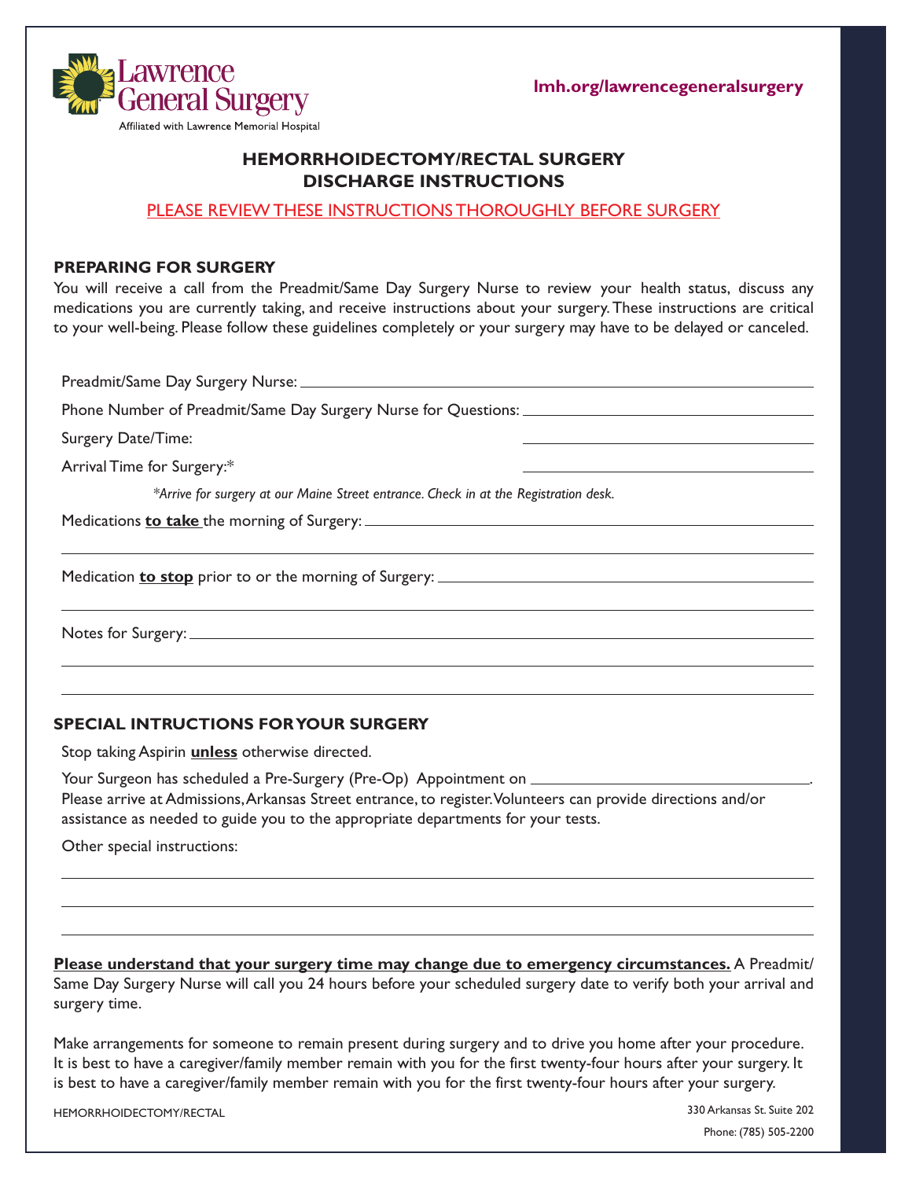Lawrence General Surgery
Affiliated with Lawrence Memorial Hospital

lmh.org/lawrencegeneralsurgery

## HEMORRHOIDECTOMY/RECTAL SURGERY DISCHARGE INSTRUCTIONS

PLEASE REVIEW THESE INSTRUCTIONS THOROUGHLY BEFORE SURGERY

### PREPARING FOR SURGERY

You will receive a call from the Preadmit/Same Day Surgery Nurse to review your health status, discuss any medications you are currently taking, and receive instructions about your surgery. These instructions are critical to your well-being. Please follow these guidelines completely or your surgery may have to be delayed or canceled.

Preadmit/Same Day Surgery Nurse: ____________________

Phone Number of Preadmit/Same Day Surgery Nurse for Questions: ____________________

Surgery Date/Time: ____________________

Arrival Time for Surgery:* ____________________

*\*Arrive for surgery at our Maine Street entrance. Check in at the Registration desk.*

Medications **to take** the morning of Surgery: ____________________

____________________

Medication **to stop** prior to or the morning of Surgery: ____________________

____________________

Notes for Surgery: ____________________

____________________

____________________

### SPECIAL INTRUCTIONS FOR YOUR SURGERY

Stop taking Aspirin **unless** otherwise directed.

Your Surgeon has scheduled a Pre-Surgery (Pre-Op) Appointment on ____________________.
Please arrive at Admissions, Arkansas Street entrance, to register. Volunteers can provide directions and/or assistance as needed to guide you to the appropriate departments for your tests.

Other special instructions:

____________________

____________________

____________________

**Please understand that your surgery time may change due to emergency circumstances.** A Preadmit/Same Day Surgery Nurse will call you 24 hours before your scheduled surgery date to verify both your arrival and surgery time.

Make arrangements for someone to remain present during surgery and to drive you home after your procedure. It is best to have a caregiver/family member remain with you for the first twenty-four hours after your surgery. It is best to have a caregiver/family member remain with you for the first twenty-four hours after your surgery.

HEMORRHOIDECTOMY/RECTAL

330 Arkansas St. Suite 202
Phone: (785) 505-2200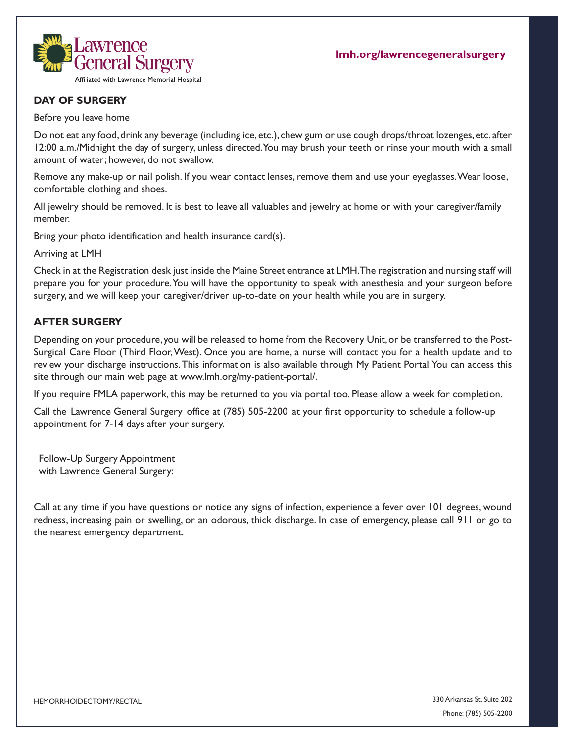Lawrence General Surgery
Affiliated with Lawrence Memorial Hospital

**lmh.org/lawrencegeneralsurgery**

## DAY OF SURGERY

Before you leave home

Do not eat any food, drink any beverage (including ice, etc.), chew gum or use cough drops/throat lozenges, etc. after 12:00 a.m./Midnight the day of surgery, unless directed. You may brush your teeth or rinse your mouth with a small amount of water; however, do not swallow.

Remove any make-up or nail polish. If you wear contact lenses, remove them and use your eyeglasses. Wear loose, comfortable clothing and shoes.

All jewelry should be removed. It is best to leave all valuables and jewelry at home or with your caregiver/family member.

Bring your photo identification and health insurance card(s).

Arriving at LMH

Check in at the Registration desk just inside the Maine Street entrance at LMH. The registration and nursing staff will prepare you for your procedure. You will have the opportunity to speak with anesthesia and your surgeon before surgery, and we will keep your caregiver/driver up-to-date on your health while you are in surgery.

## AFTER SURGERY

Depending on your procedure, you will be released to home from the Recovery Unit, or be transferred to the Post-Surgical Care Floor (Third Floor, West). Once you are home, a nurse will contact you for a health update and to review your discharge instructions. This information is also available through My Patient Portal. You can access this site through our main web page at www.lmh.org/my-patient-portal/.

If you require FMLA paperwork, this may be returned to you via portal too. Please allow a week for completion.

Call the Lawrence General Surgery office at (785) 505-2200 at your first opportunity to schedule a follow-up appointment for 7-14 days after your surgery.

Follow-Up Surgery Appointment
with Lawrence General Surgery: ______________________________

Call at any time if you have questions or notice any signs of infection, experience a fever over 101 degrees, wound redness, increasing pain or swelling, or an odorous, thick discharge. In case of emergency, please call 911 or go to the nearest emergency department.

HEMORRHOIDECTOMY/RECTAL

330 Arkansas St. Suite 202
Phone: (785) 505-2200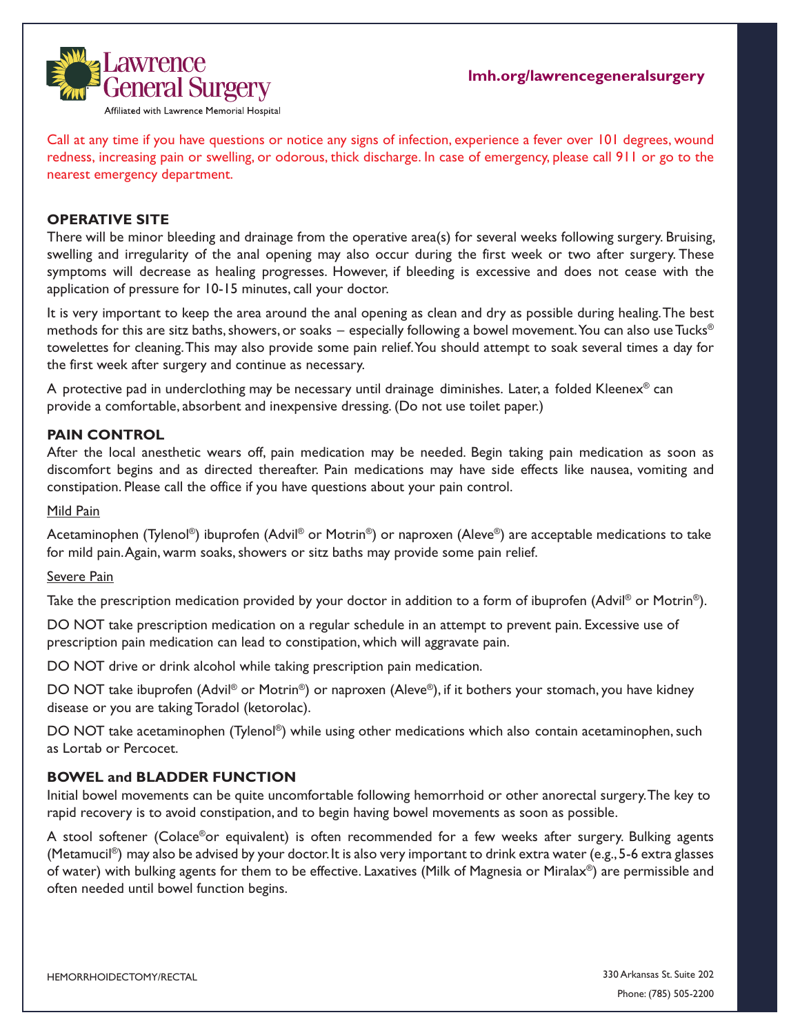Call at any time if you have questions or notice any signs of infection, experience a fever over 101 degrees, wound redness, increasing pain or swelling, or odorous, thick discharge. In case of emergency, please call 911 or go to the nearest emergency department.

## OPERATIVE SITE

There will be minor bleeding and drainage from the operative area(s) for several weeks following surgery. Bruising, swelling and irregularity of the anal opening may also occur during the first week or two after surgery. These symptoms will decrease as healing progresses. However, if bleeding is excessive and does not cease with the application of pressure for 10-15 minutes, call your doctor.

It is very important to keep the area around the anal opening as clean and dry as possible during healing. The best methods for this are sitz baths, showers, or soaks – especially following a bowel movement. You can also use Tucks® towelettes for cleaning. This may also provide some pain relief. You should attempt to soak several times a day for the first week after surgery and continue as necessary.

A protective pad in underclothing may be necessary until drainage diminishes. Later, a folded Kleenex® can provide a comfortable, absorbent and inexpensive dressing. (Do not use toilet paper.)

## PAIN CONTROL

After the local anesthetic wears off, pain medication may be needed. Begin taking pain medication as soon as discomfort begins and as directed thereafter. Pain medications may have side effects like nausea, vomiting and constipation. Please call the office if you have questions about your pain control.

### Mild Pain

Acetaminophen (Tylenol®) ibuprofen (Advil® or Motrin®) or naproxen (Aleve®) are acceptable medications to take for mild pain. Again, warm soaks, showers or sitz baths may provide some pain relief.

### Severe Pain

Take the prescription medication provided by your doctor in addition to a form of ibuprofen (Advil® or Motrin®).

DO NOT take prescription medication on a regular schedule in an attempt to prevent pain. Excessive use of prescription pain medication can lead to constipation, which will aggravate pain.

DO NOT drive or drink alcohol while taking prescription pain medication.

DO NOT take ibuprofen (Advil® or Motrin®) or naproxen (Aleve®), if it bothers your stomach, you have kidney disease or you are taking Toradol (ketorolac).

DO NOT take acetaminophen (Tylenol®) while using other medications which also contain acetaminophen, such as Lortab or Percocet.

## BOWEL and BLADDER FUNCTION

Initial bowel movements can be quite uncomfortable following hemorrhoid or other anorectal surgery. The key to rapid recovery is to avoid constipation, and to begin having bowel movements as soon as possible.

A stool softener (Colace® or equivalent) is often recommended for a few weeks after surgery. Bulking agents (Metamucil®) may also be advised by your doctor. It is also very important to drink extra water (e.g., 5-6 extra glasses of water) with bulking agents for them to be effective. Laxatives (Milk of Magnesia or Miralax®) are permissible and often needed until bowel function begins.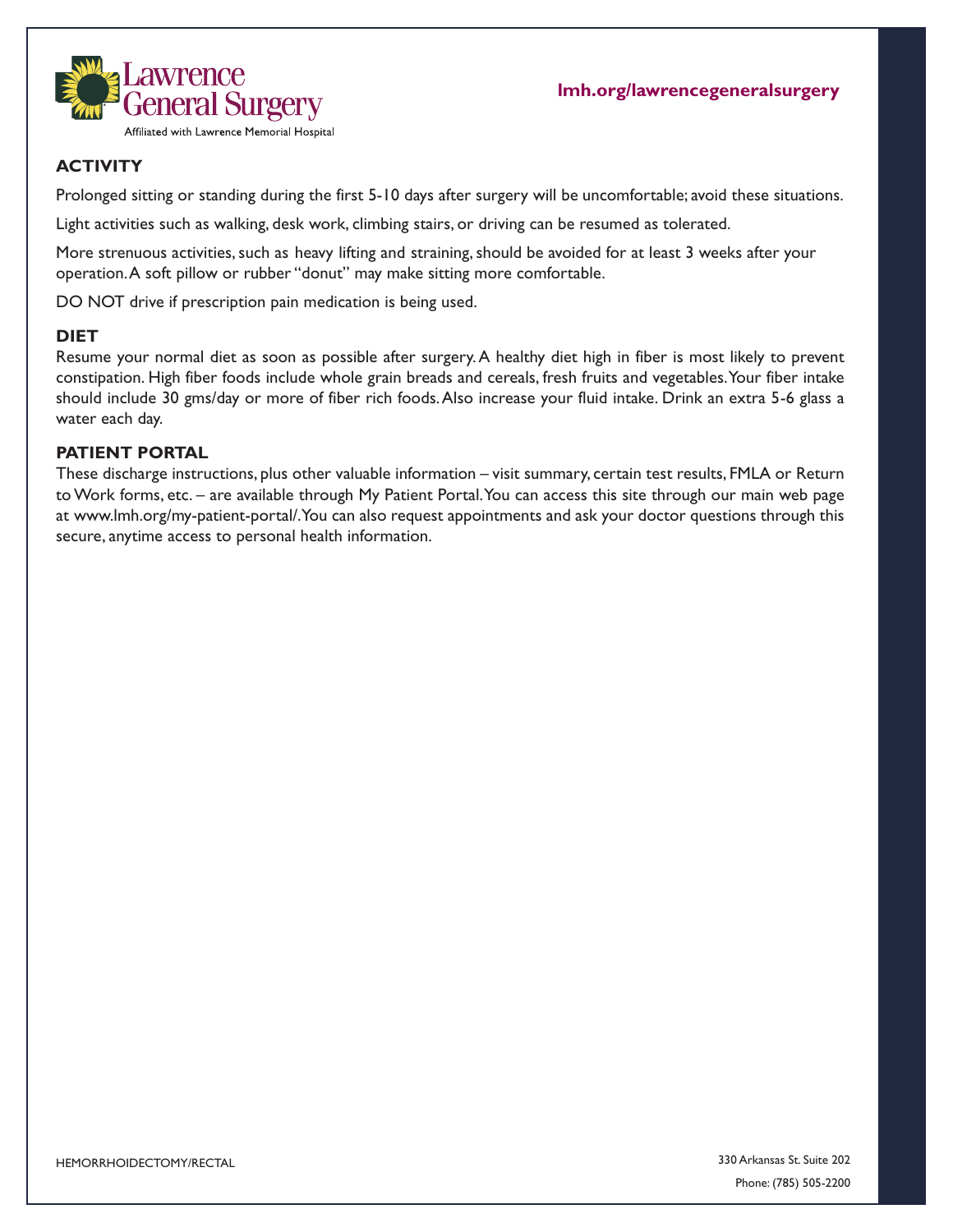## ACTIVITY

Prolonged sitting or standing during the first 5-10 days after surgery will be uncomfortable; avoid these situations.

Light activities such as walking, desk work, climbing stairs, or driving can be resumed as tolerated.

More strenuous activities, such as heavy lifting and straining, should be avoided for at least 3 weeks after your operation. A soft pillow or rubber "donut" may make sitting more comfortable.

DO NOT drive if prescription pain medication is being used.

## DIET

Resume your normal diet as soon as possible after surgery. A healthy diet high in fiber is most likely to prevent constipation. High fiber foods include whole grain breads and cereals, fresh fruits and vegetables. Your fiber intake should include 30 gms/day or more of fiber rich foods. Also increase your fluid intake. Drink an extra 5-6 glass a water each day.

## PATIENT PORTAL

These discharge instructions, plus other valuable information – visit summary, certain test results, FMLA or Return to Work forms, etc. – are available through My Patient Portal. You can access this site through our main web page at www.lmh.org/my-patient-portal/. You can also request appointments and ask your doctor questions through this secure, anytime access to personal health information.